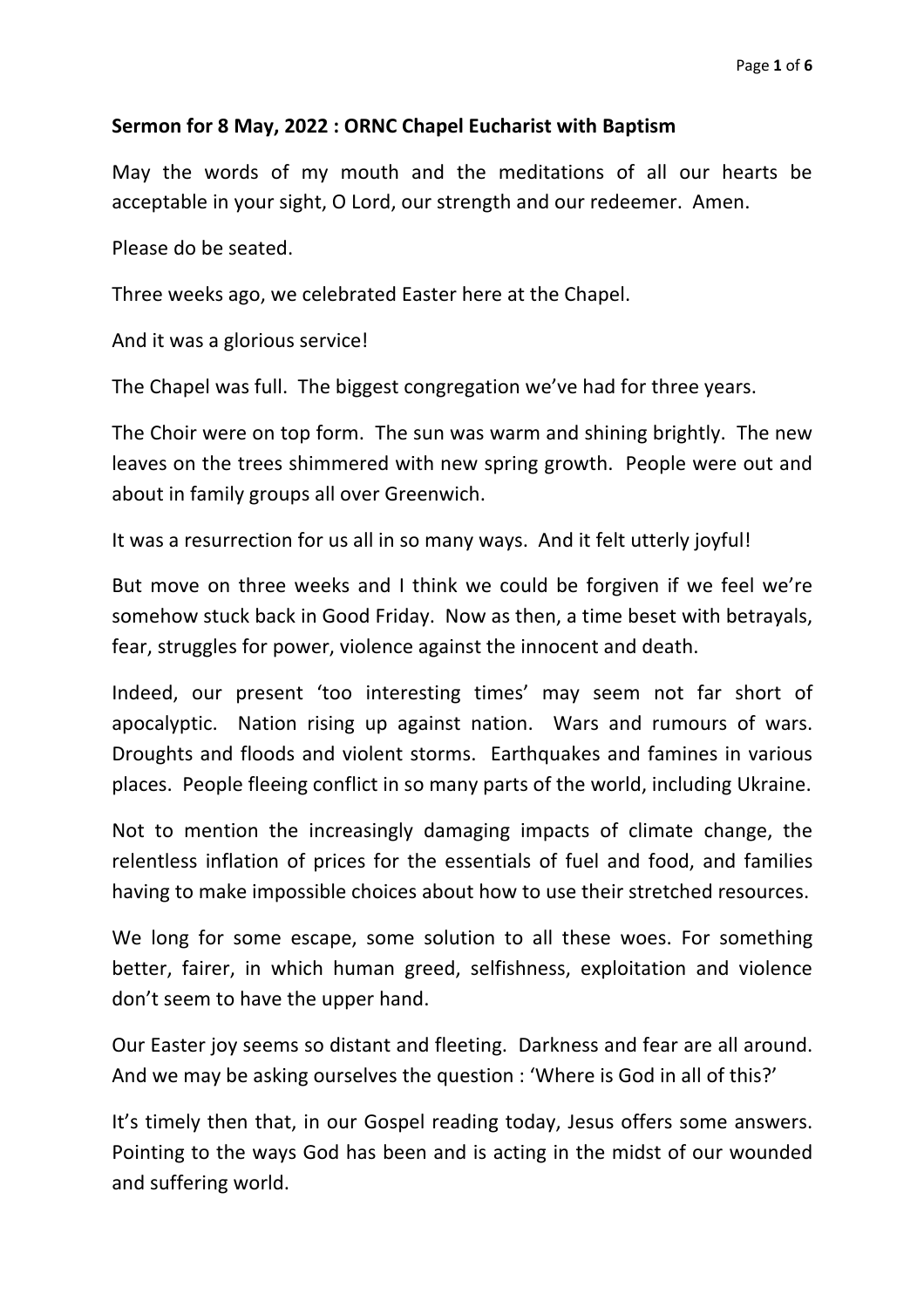**Sermon for 8 May, 2022 : ORNC Chapel Eucharist with Baptism**

May the words of my mouth and the meditations of all our hearts be acceptable in your sight, O Lord, our strength and our redeemer. Amen.

Please do be seated.

Three weeks ago, we celebrated Easter here at the Chapel.

And it was a glorious service!

The Chapel was full. The biggest congregation we've had for three years.

The Choir were on top form. The sun was warm and shining brightly. The new leaves on the trees shimmered with new spring growth. People were out and about in family groups all over Greenwich.

It was a resurrection for us all in so many ways. And it felt utterly joyful!

But move on three weeks and I think we could be forgiven if we feel we're somehow stuck back in Good Friday. Now as then, a time beset with betrayals, fear, struggles for power, violence against the innocent and death.

Indeed, our present 'too interesting times' may seem not far short of apocalyptic. Nation rising up against nation. Wars and rumours of wars. Droughts and floods and violent storms. Earthquakes and famines in various places. People fleeing conflict in so many parts of the world, including Ukraine.

Not to mention the increasingly damaging impacts of climate change, the relentless inflation of prices for the essentials of fuel and food, and families having to make impossible choices about how to use their stretched resources.

We long for some escape, some solution to all these woes. For something better, fairer, in which human greed, selfishness, exploitation and violence don't seem to have the upper hand.

Our Easter joy seems so distant and fleeting. Darkness and fear are all around. And we may be asking ourselves the question : 'Where is God in all of this?'

It's timely then that, in our Gospel reading today, Jesus offers some answers. Pointing to the ways God has been and is acting in the midst of our wounded and suffering world.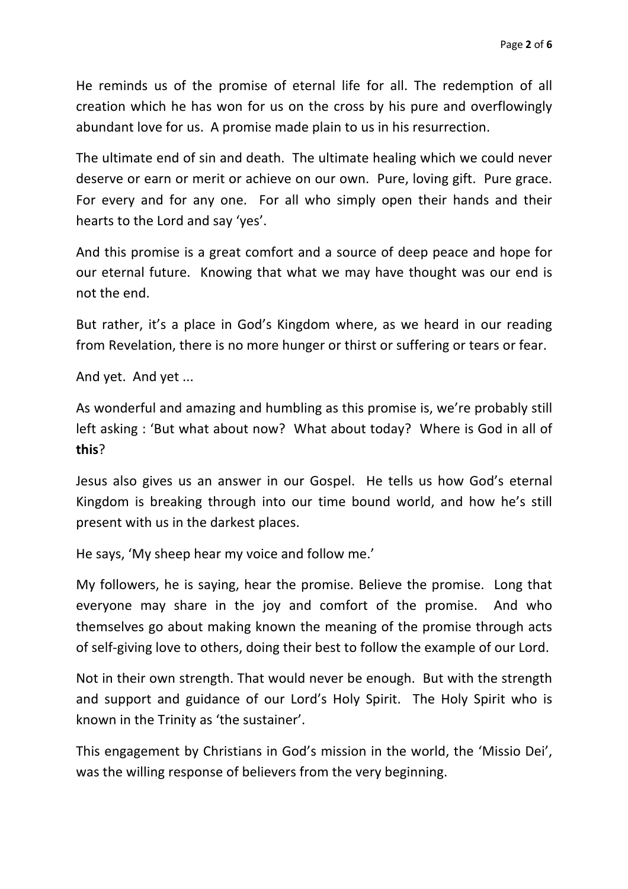He reminds us of the promise of eternal life for all. The redemption of all creation which he has won for us on the cross by his pure and overflowingly abundant love for us. A promise made plain to us in his resurrection.

The ultimate end of sin and death. The ultimate healing which we could never deserve or earn or merit or achieve on our own. Pure, loving gift. Pure grace. For every and for any one. For all who simply open their hands and their hearts to the Lord and say 'yes'.

And this promise is a great comfort and a source of deep peace and hope for our eternal future. Knowing that what we may have thought was our end is not the end.

But rather, it's a place in God's Kingdom where, as we heard in our reading from Revelation, there is no more hunger or thirst or suffering or tears or fear.

And yet. And yet ...

As wonderful and amazing and humbling as this promise is, we're probably still left asking : 'But what about now? What about today? Where is God in all of **this**?

Jesus also gives us an answer in our Gospel. He tells us how God's eternal Kingdom is breaking through into our time bound world, and how he's still present with us in the darkest places.

He says, 'My sheep hear my voice and follow me.'

My followers, he is saying, hear the promise. Believe the promise. Long that everyone may share in the joy and comfort of the promise. And who themselves go about making known the meaning of the promise through acts of self-giving love to others, doing their best to follow the example of our Lord.

Not in their own strength. That would never be enough. But with the strength and support and guidance of our Lord's Holy Spirit. The Holy Spirit who is known in the Trinity as 'the sustainer'.

This engagement by Christians in God's mission in the world, the 'Missio Dei', was the willing response of believers from the very beginning.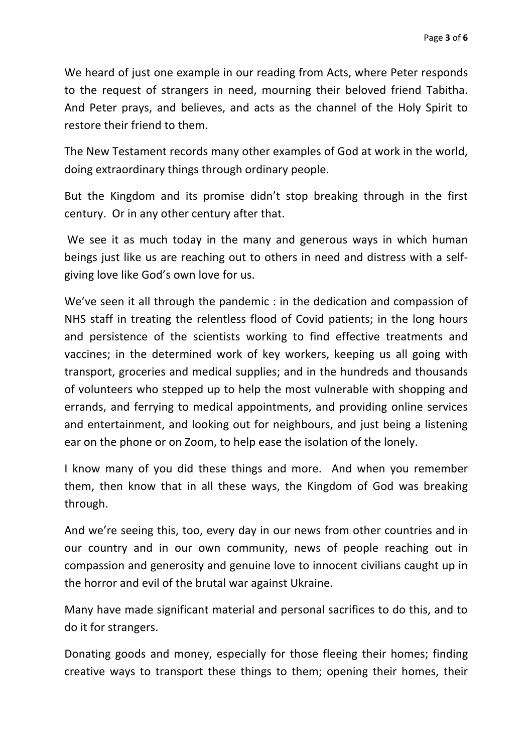We heard of just one example in our reading from Acts, where Peter responds to the request of strangers in need, mourning their beloved friend Tabitha. And Peter prays, and believes, and acts as the channel of the Holy Spirit to restore their friend to them.

The New Testament records many other examples of God at work in the world, doing extraordinary things through ordinary people.

But the Kingdom and its promise didn't stop breaking through in the first century. Or in any other century after that.

We see it as much today in the many and generous ways in which human beings just like us are reaching out to others in need and distress with a self-giving love like God's own love for us.

We've seen it all through the pandemic : in the dedication and compassion of NHS staff in treating the relentless flood of Covid patients; in the long hours and persistence of the scientists working to find effective treatments and vaccines; in the determined work of key workers, keeping us all going with transport, groceries and medical supplies; and in the hundreds and thousands of volunteers who stepped up to help the most vulnerable with shopping and errands, and ferrying to medical appointments, and providing online services and entertainment, and looking out for neighbours, and just being a listening ear on the phone or on Zoom, to help ease the isolation of the lonely.

I know many of you did these things and more. And when you remember them, then know that in all these ways, the Kingdom of God was breaking through.

And we're seeing this, too, every day in our news from other countries and in our country and in our own community, news of people reaching out in compassion and generosity and genuine love to innocent civilians caught up in the horror and evil of the brutal war against Ukraine.

Many have made significant material and personal sacrifices to do this, and to do it for strangers.

Donating goods and money, especially for those fleeing their homes; finding creative ways to transport these things to them; opening their homes, their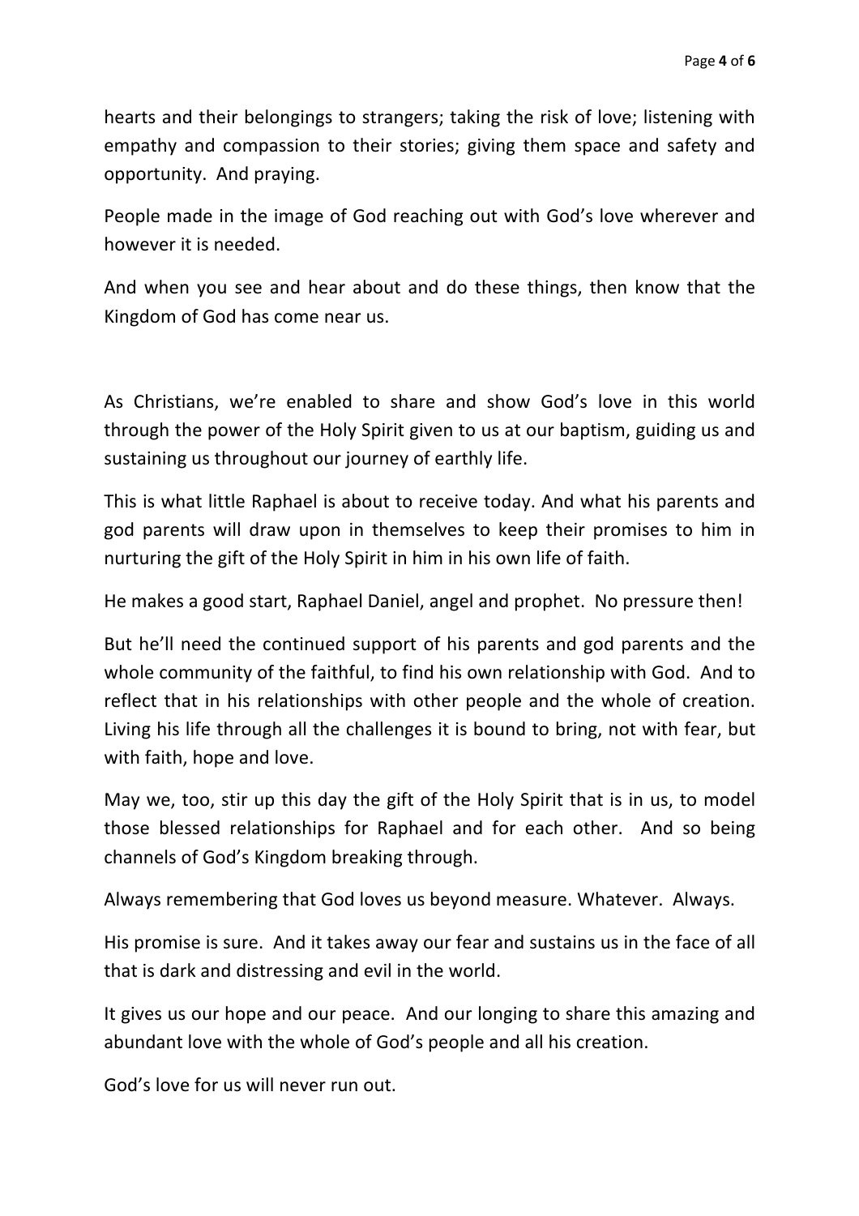hearts and their belongings to strangers; taking the risk of love; listening with empathy and compassion to their stories; giving them space and safety and opportunity. And praying.

People made in the image of God reaching out with God's love wherever and however it is needed.

And when you see and hear about and do these things, then know that the Kingdom of God has come near us.

As Christians, we're enabled to share and show God's love in this world through the power of the Holy Spirit given to us at our baptism, guiding us and sustaining us throughout our journey of earthly life.

This is what little Raphael is about to receive today. And what his parents and god parents will draw upon in themselves to keep their promises to him in nurturing the gift of the Holy Spirit in him in his own life of faith.

He makes a good start, Raphael Daniel, angel and prophet. No pressure then!

But he'll need the continued support of his parents and god parents and the whole community of the faithful, to find his own relationship with God. And to reflect that in his relationships with other people and the whole of creation. Living his life through all the challenges it is bound to bring, not with fear, but with faith, hope and love.

May we, too, stir up this day the gift of the Holy Spirit that is in us, to model those blessed relationships for Raphael and for each other. And so being channels of God's Kingdom breaking through.

Always remembering that God loves us beyond measure. Whatever. Always.

His promise is sure. And it takes away our fear and sustains us in the face of all that is dark and distressing and evil in the world.

It gives us our hope and our peace. And our longing to share this amazing and abundant love with the whole of God's people and all his creation.

God's love for us will never run out.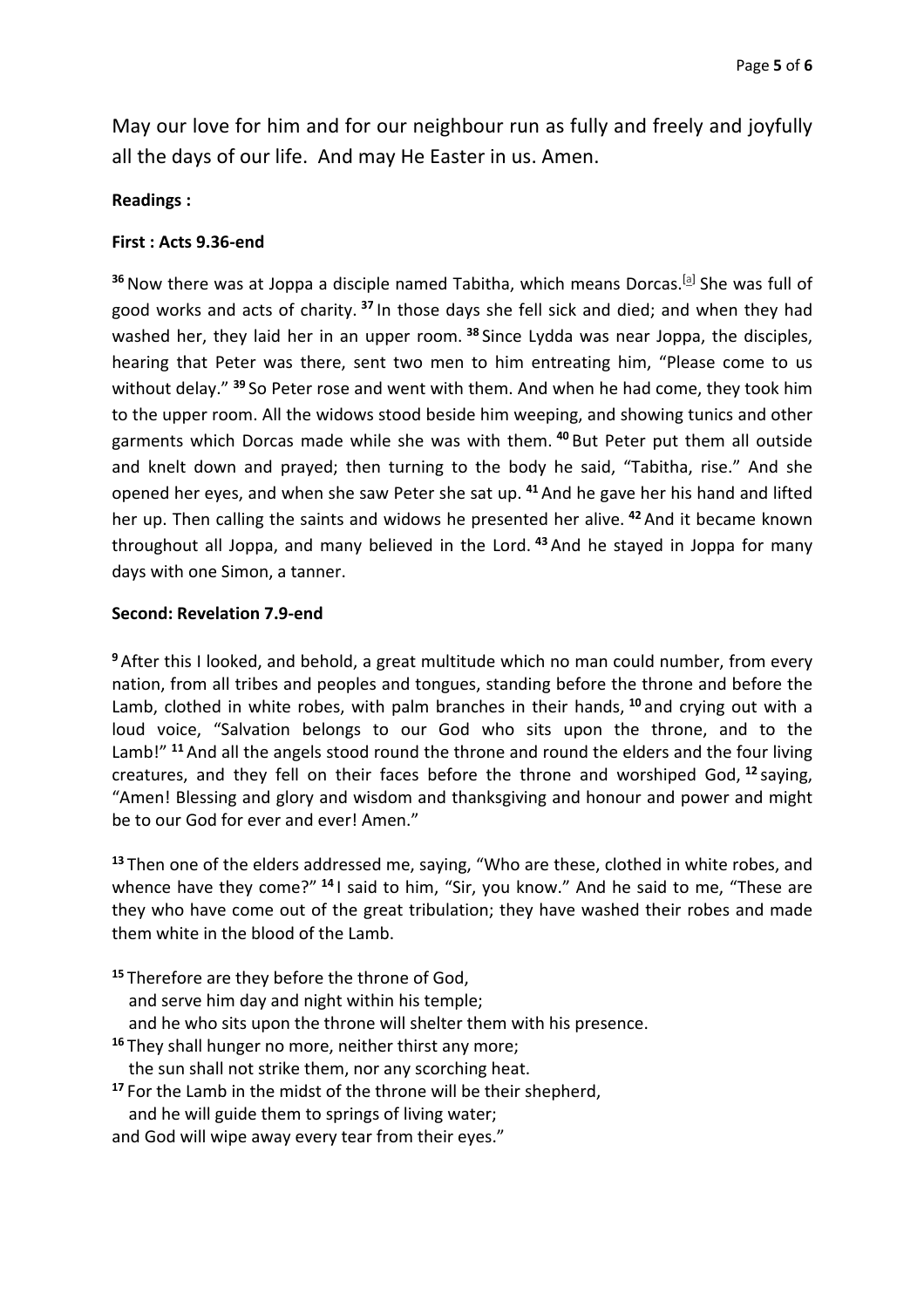May our love for him and for our neighbour run as fully and freely and joyfully all the days of our life. And may He Easter in us. Amen.

**Readings :**

**First : Acts 9.36-end**

[36] Now there was at Joppa a disciple named Tabitha, which means Dorcas.[a] She was full of good works and acts of charity. [37] In those days she fell sick and died; and when they had washed her, they laid her in an upper room. [38] Since Lydda was near Joppa, the disciples, hearing that Peter was there, sent two men to him entreating him, "Please come to us without delay." [39] So Peter rose and went with them. And when he had come, they took him to the upper room. All the widows stood beside him weeping, and showing tunics and other garments which Dorcas made while she was with them. [40] But Peter put them all outside and knelt down and prayed; then turning to the body he said, "Tabitha, rise." And she opened her eyes, and when she saw Peter she sat up. [41] And he gave her his hand and lifted her up. Then calling the saints and widows he presented her alive. [42] And it became known throughout all Joppa, and many believed in the Lord. [43] And he stayed in Joppa for many days with one Simon, a tanner.

**Second: Revelation 7.9-end**

[9] After this I looked, and behold, a great multitude which no man could number, from every nation, from all tribes and peoples and tongues, standing before the throne and before the Lamb, clothed in white robes, with palm branches in their hands, [10] and crying out with a loud voice, "Salvation belongs to our God who sits upon the throne, and to the Lamb!" [11] And all the angels stood round the throne and round the elders and the four living creatures, and they fell on their faces before the throne and worshiped God, [12] saying, "Amen! Blessing and glory and wisdom and thanksgiving and honour and power and might be to our God for ever and ever! Amen."

[13] Then one of the elders addressed me, saying, "Who are these, clothed in white robes, and whence have they come?" [14] I said to him, "Sir, you know." And he said to me, "These are they who have come out of the great tribulation; they have washed their robes and made them white in the blood of the Lamb.

[15] Therefore are they before the throne of God,
and serve him day and night within his temple;
and he who sits upon the throne will shelter them with his presence.
[16] They shall hunger no more, neither thirst any more;
the sun shall not strike them, nor any scorching heat.
[17] For the Lamb in the midst of the throne will be their shepherd,
and he will guide them to springs of living water;
and God will wipe away every tear from their eyes."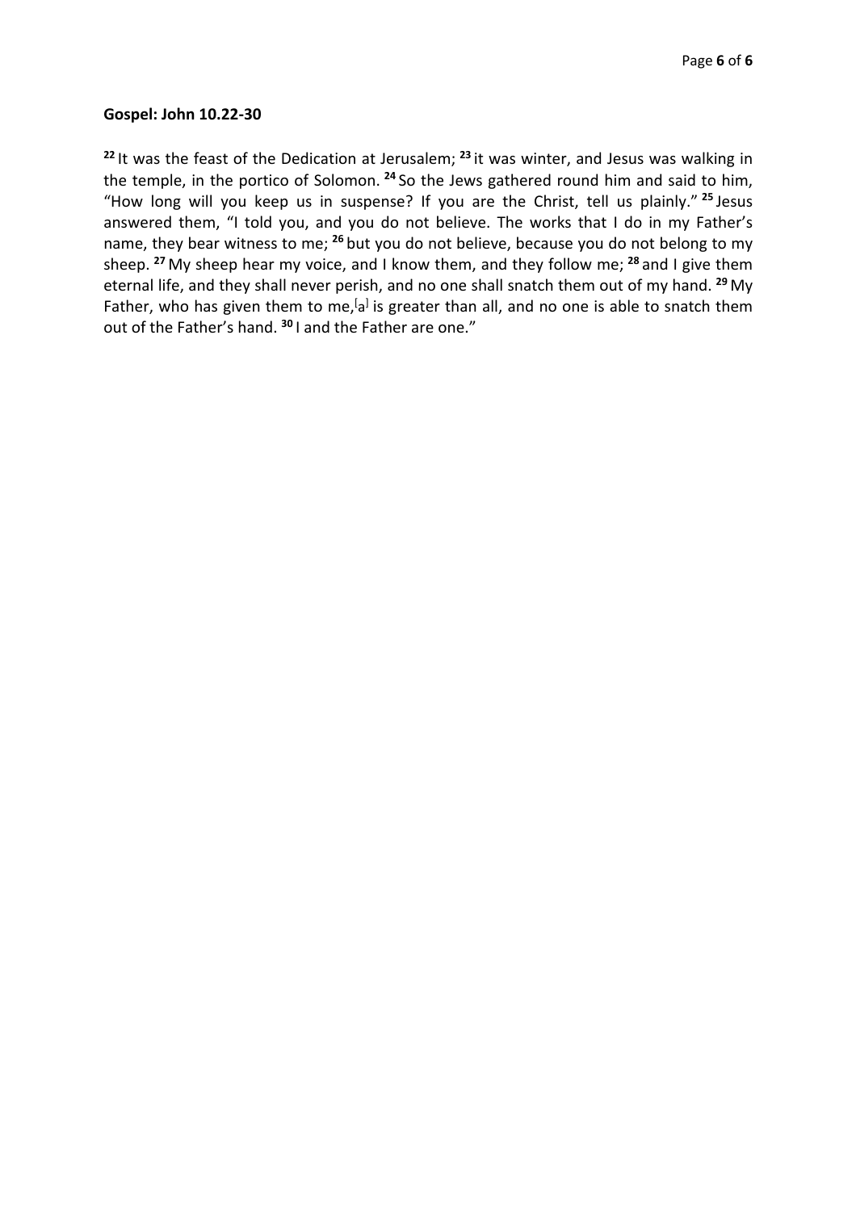**Gospel: John 10.22-30**

[22] It was the feast of the Dedication at Jerusalem; [23] it was winter, and Jesus was walking in the temple, in the portico of Solomon. [24] So the Jews gathered round him and said to him, "How long will you keep us in suspense? If you are the Christ, tell us plainly." [25] Jesus answered them, "I told you, and you do not believe. The works that I do in my Father's name, they bear witness to me; [26] but you do not believe, because you do not belong to my sheep. [27] My sheep hear my voice, and I know them, and they follow me; [28] and I give them eternal life, and they shall never perish, and no one shall snatch them out of my hand. [29] My Father, who has given them to me,[a] is greater than all, and no one is able to snatch them out of the Father's hand. [30] I and the Father are one."